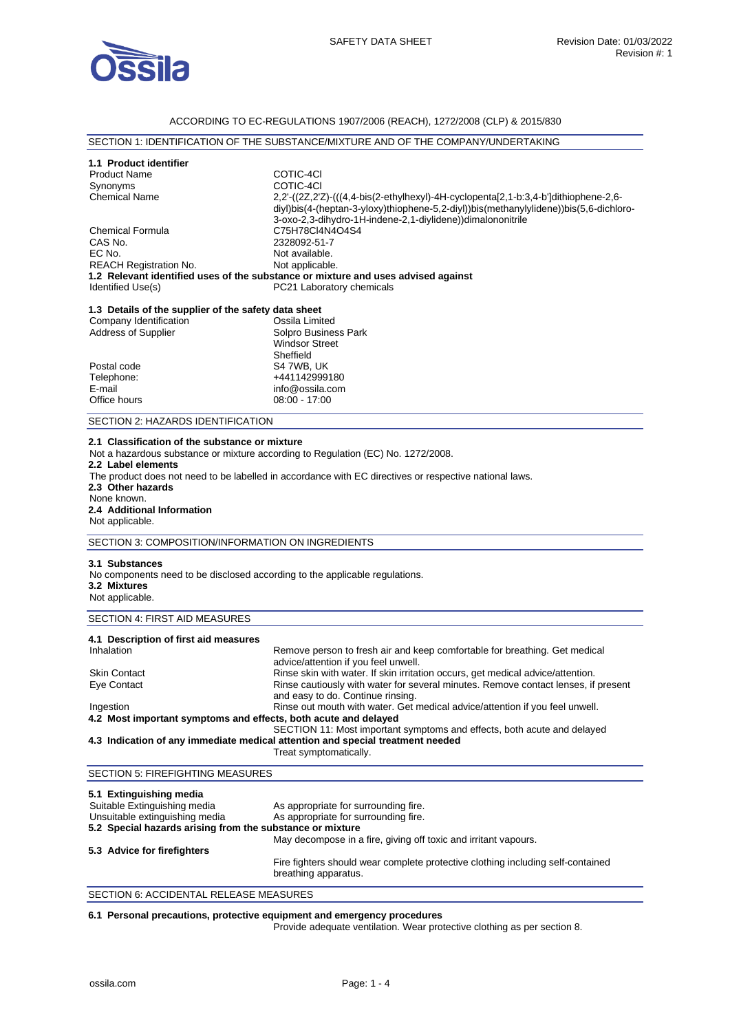SAFETY DATA SHEET

Revision Date: 01/03/2022
Revision #: 1

ACCORDING TO EC-REGULATIONS 1907/2006 (REACH), 1272/2008 (CLP) & 2015/830

## SECTION 1: IDENTIFICATION OF THE SUBSTANCE/MIXTURE AND OF THE COMPANY/UNDERTAKING

### 1.1 Product identifier

| | |
|---|---|
| Product Name | COTIC-4Cl |
| Synonyms | COTIC-4Cl |
| Chemical Name | 2,2'-((2Z,2'Z)-(((4,4-bis(2-ethylhexyl)-4H-cyclopenta[2,1-b:3,4-b']dithiophene-2,6-diyl)bis(4-(heptan-3-yloxy)thiophene-5,2-diyl))bis(methanylylidene))bis(5,6-dichloro-3-oxo-2,3-dihydro-1H-indene-2,1-diylidene))dimalononitrile |
| Chemical Formula | $C_{75}H_{78}Cl_4N_4O_4S_4$ |
| CAS No. | 2328092-51-7 |
| EC No. | Not available. |
| REACH Registration No. | Not applicable. |

### 1.2 Relevant identified uses of the substance or mixture and uses advised against

| | |
|---|---|
| Identified Use(s) | PC21 Laboratory chemicals |

### 1.3 Details of the supplier of the safety data sheet

| | |
|---|---|
| Company Identification | Ossila Limited |
| Address of Supplier | Solpro Business Park<br>Windsor Street<br>Sheffield |
| Postal code | S4 7WB, UK |
| Telephone: | +441142999180 |
| E-mail | info@ossila.com |
| Office hours | 08:00 - 17:00 |

## SECTION 2: HAZARDS IDENTIFICATION

### 2.1 Classification of the substance or mixture

Not a hazardous substance or mixture according to Regulation (EC) No. 1272/2008.

### 2.2 Label elements

The product does not need to be labelled in accordance with EC directives or respective national laws.

### 2.3 Other hazards

None known.

### 2.4 Additional Information

Not applicable.

## SECTION 3: COMPOSITION/INFORMATION ON INGREDIENTS

### 3.1 Substances

No components need to be disclosed according to the applicable regulations.

### 3.2 Mixtures

Not applicable.

## SECTION 4: FIRST AID MEASURES

### 4.1 Description of first aid measures

| | |
|---|---|
| Inhalation | Remove person to fresh air and keep comfortable for breathing. Get medical advice/attention if you feel unwell. |
| Skin Contact | Rinse skin with water. If skin irritation occurs, get medical advice/attention. |
| Eye Contact | Rinse cautiously with water for several minutes. Remove contact lenses, if present and easy to do. Continue rinsing. |
| Ingestion | Rinse out mouth with water. Get medical advice/attention if you feel unwell. |

### 4.2 Most important symptoms and effects, both acute and delayed

SECTION 11: Most important symptoms and effects, both acute and delayed

### 4.3 Indication of any immediate medical attention and special treatment needed

Treat symptomatically.

## SECTION 5: FIREFIGHTING MEASURES

### 5.1 Extinguishing media

| | |
|---|---|
| Suitable Extinguishing media | As appropriate for surrounding fire. |
| Unsuitable extinguishing media | As appropriate for surrounding fire. |

### 5.2 Special hazards arising from the substance or mixture

May decompose in a fire, giving off toxic and irritant vapours.

### 5.3 Advice for firefighters

Fire fighters should wear complete protective clothing including self-contained breathing apparatus.

## SECTION 6: ACCIDENTAL RELEASE MEASURES

### 6.1 Personal precautions, protective equipment and emergency procedures

Provide adequate ventilation. Wear protective clothing as per section 8.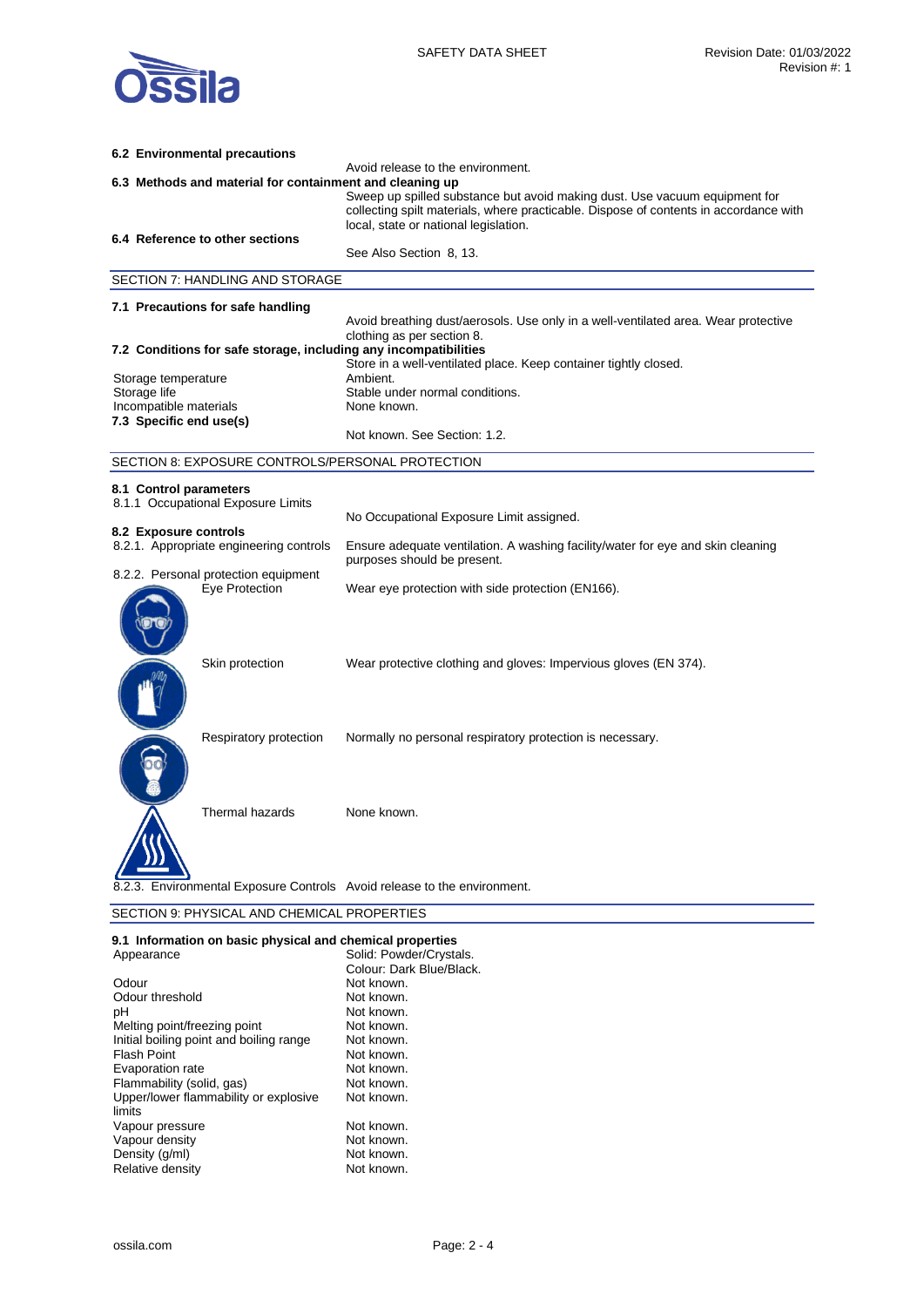**6.2 Environmental precautions**

Avoid release to the environment.

**6.3 Methods and material for containment and cleaning up**

Sweep up spilled substance but avoid making dust. Use vacuum equipment for collecting spilt materials, where practicable. Dispose of contents in accordance with local, state or national legislation.

**6.4 Reference to other sections**

See Also Section 8, 13.

## SECTION 7: HANDLING AND STORAGE

**7.1 Precautions for safe handling**

Avoid breathing dust/aerosols. Use only in a well-ventilated area. Wear protective clothing as per section 8.

**7.2 Conditions for safe storage, including any incompatibilities**

Store in a well-ventilated place. Keep container tightly closed.

| | |
|---|---|
| Storage temperature | Ambient. |
| Storage life | Stable under normal conditions. |
| Incompatible materials | None known. |

**7.3 Specific end use(s)**

Not known. See Section: 1.2.

## SECTION 8: EXPOSURE CONTROLS/PERSONAL PROTECTION

**8.1 Control parameters**

8.1.1 Occupational Exposure Limits

No Occupational Exposure Limit assigned.

**8.2 Exposure controls**

8.2.1. Appropriate engineering controls: Ensure adequate ventilation. A washing facility/water for eye and skin cleaning purposes should be present.

8.2.2. Personal protection equipment

| | |
|---|---|
| Eye Protection | Wear eye protection with side protection (EN166). |
| Skin protection | Wear protective clothing and gloves: Impervious gloves (EN 374). |
| Respiratory protection | Normally no personal respiratory protection is necessary. |
| Thermal hazards | None known. |

8.2.3. Environmental Exposure Controls: Avoid release to the environment.

## SECTION 9: PHYSICAL AND CHEMICAL PROPERTIES

**9.1 Information on basic physical and chemical properties**

| | |
|---|---|
| Appearance | Solid: Powder/Crystals. Colour: Dark Blue/Black. |
| Odour | Not known. |
| Odour threshold | Not known. |
| pH | Not known. |
| Melting point/freezing point | Not known. |
| Initial boiling point and boiling range | Not known. |
| Flash Point | Not known. |
| Evaporation rate | Not known. |
| Flammability (solid, gas) | Not known. |
| Upper/lower flammability or explosive limits | Not known. |
| Vapour pressure | Not known. |
| Vapour density | Not known. |
| Density (g/ml) | Not known. |
| Relative density | Not known. |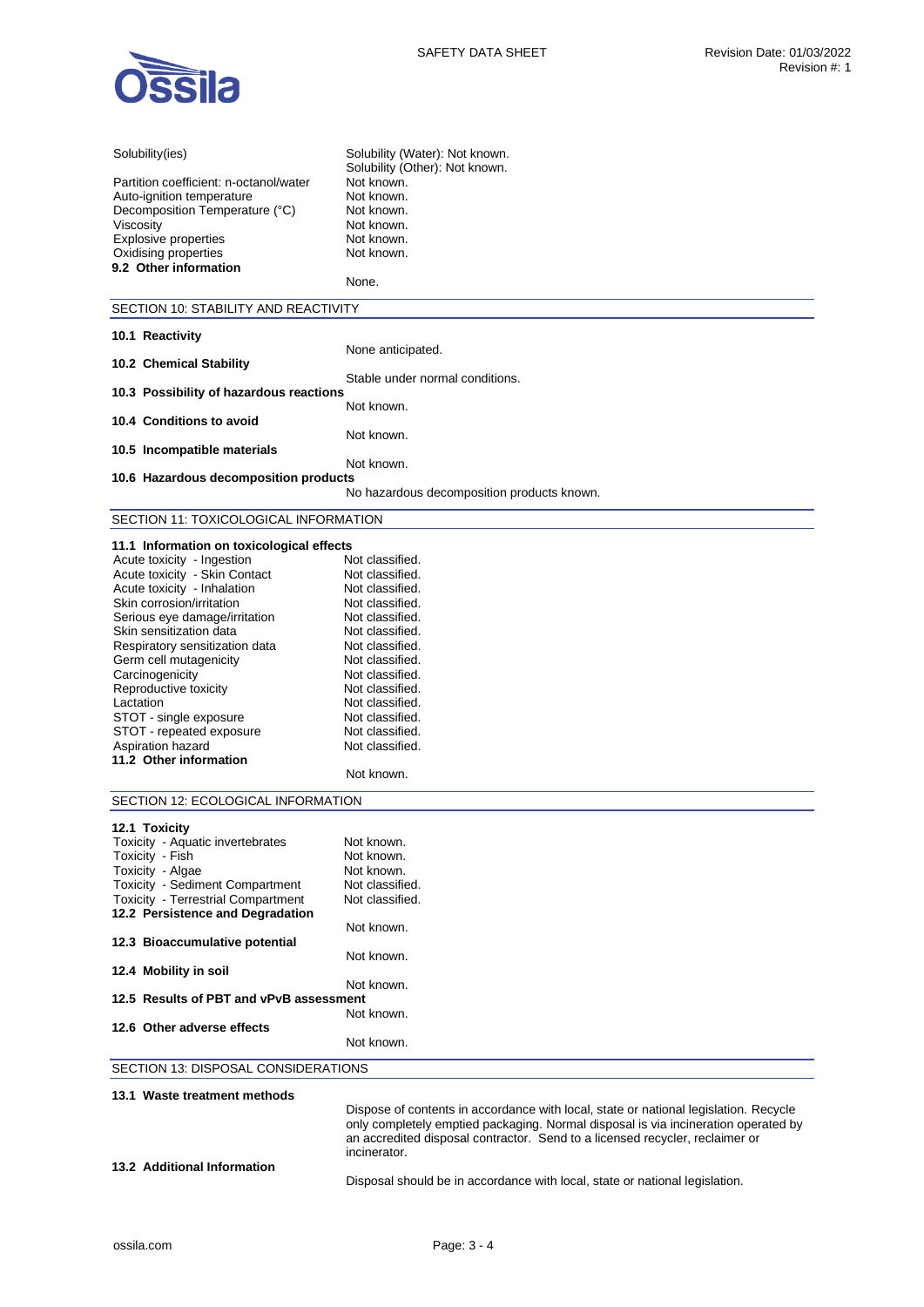| | |
|---|---|
| Solubility(ies) | Solubility (Water): Not known.<br>Solubility (Other): Not known. |
| Partition coefficient: n-octanol/water | Not known. |
| Auto-ignition temperature | Not known. |
| Decomposition Temperature (°C) | Not known. |
| Viscosity | Not known. |
| Explosive properties | Not known. |
| Oxidising properties | Not known. |

**9.2 Other information**

None.

## SECTION 10: STABILITY AND REACTIVITY

**10.1 Reactivity**

None anticipated.

**10.2 Chemical Stability**

Stable under normal conditions.

**10.3 Possibility of hazardous reactions**

Not known.

**10.4 Conditions to avoid**

Not known.

**10.5 Incompatible materials**

Not known.

**10.6 Hazardous decomposition products**

No hazardous decomposition products known.

## SECTION 11: TOXICOLOGICAL INFORMATION

**11.1 Information on toxicological effects**

| | |
|---|---|
| Acute toxicity - Ingestion | Not classified. |
| Acute toxicity - Skin Contact | Not classified. |
| Acute toxicity - Inhalation | Not classified. |
| Skin corrosion/irritation | Not classified. |
| Serious eye damage/irritation | Not classified. |
| Skin sensitization data | Not classified. |
| Respiratory sensitization data | Not classified. |
| Germ cell mutagenicity | Not classified. |
| Carcinogenicity | Not classified. |
| Reproductive toxicity | Not classified. |
| Lactation | Not classified. |
| STOT - single exposure | Not classified. |
| STOT - repeated exposure | Not classified. |
| Aspiration hazard | Not classified. |

**11.2 Other information**

Not known.

## SECTION 12: ECOLOGICAL INFORMATION

**12.1 Toxicity**

| | |
|---|---|
| Toxicity - Aquatic invertebrates | Not known. |
| Toxicity - Fish | Not known. |
| Toxicity - Algae | Not known. |
| Toxicity - Sediment Compartment | Not classified. |
| Toxicity - Terrestrial Compartment | Not classified. |

**12.2 Persistence and Degradation**

Not known.

**12.3 Bioaccumulative potential**

Not known.

**12.4 Mobility in soil**

Not known.

**12.5 Results of PBT and vPvB assessment**

Not known.

**12.6 Other adverse effects**

Not known.

## SECTION 13: DISPOSAL CONSIDERATIONS

**13.1 Waste treatment methods**

Dispose of contents in accordance with local, state or national legislation. Recycle only completely emptied packaging. Normal disposal is via incineration operated by an accredited disposal contractor. Send to a licensed recycler, reclaimer or incinerator.

**13.2 Additional Information**

Disposal should be in accordance with local, state or national legislation.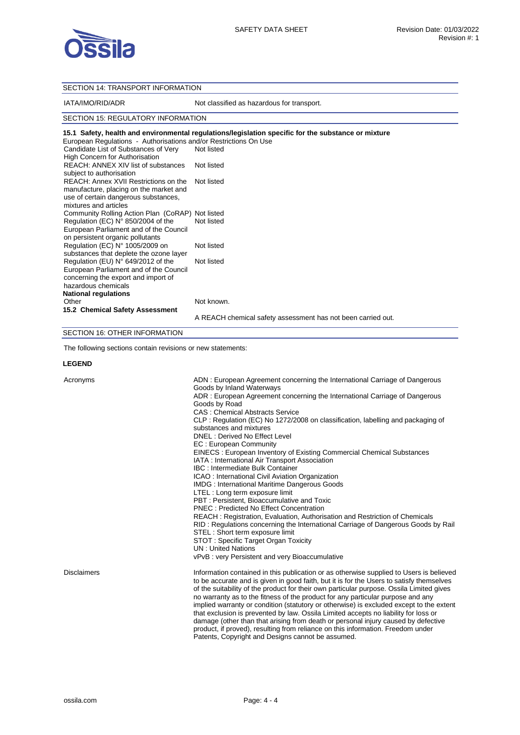## SECTION 14: TRANSPORT INFORMATION

| | |
|---|---|
| IATA/IMO/RID/ADR | Not classified as hazardous for transport. |

## SECTION 15: REGULATORY INFORMATION

**15.1 Safety, health and environmental regulations/legislation specific for the substance or mixture**

European Regulations - Authorisations and/or Restrictions On Use

| | |
|---|---|
| Candidate List of Substances of Very High Concern for Authorisation | Not listed |
| REACH: ANNEX XIV list of substances subject to authorisation | Not listed |
| REACH: Annex XVII Restrictions on the manufacture, placing on the market and use of certain dangerous substances, mixtures and articles | Not listed |
| Community Rolling Action Plan (CoRAP) | Not listed |
| Regulation (EC) N° 850/2004 of the European Parliament and of the Council on persistent organic pollutants | Not listed |
| Regulation (EC) N° 1005/2009 on substances that deplete the ozone layer | Not listed |
| Regulation (EU) N° 649/2012 of the European Parliament and of the Council concerning the export and import of hazardous chemicals | Not listed |

**National regulations**

| | |
|---|---|
| Other | Not known. |

**15.2 Chemical Safety Assessment**

A REACH chemical safety assessment has not been carried out.

## SECTION 16: OTHER INFORMATION

The following sections contain revisions or new statements:

**LEGEND**

Acronyms

ADN : European Agreement concerning the International Carriage of Dangerous Goods by Inland Waterways
ADR : European Agreement concerning the International Carriage of Dangerous Goods by Road
CAS : Chemical Abstracts Service
CLP : Regulation (EC) No 1272/2008 on classification, labelling and packaging of substances and mixtures
DNEL : Derived No Effect Level
EC : European Community
EINECS : European Inventory of Existing Commercial Chemical Substances
IATA : International Air Transport Association
IBC : Intermediate Bulk Container
ICAO : International Civil Aviation Organization
IMDG : International Maritime Dangerous Goods
LTEL : Long term exposure limit
PBT : Persistent, Bioaccumulative and Toxic
PNEC : Predicted No Effect Concentration
REACH : Registration, Evaluation, Authorisation and Restriction of Chemicals
RID : Regulations concerning the International Carriage of Dangerous Goods by Rail
STEL : Short term exposure limit
STOT : Specific Target Organ Toxicity
UN : United Nations
vPvB : very Persistent and very Bioaccumulative

Disclaimers

Information contained in this publication or as otherwise supplied to Users is believed to be accurate and is given in good faith, but it is for the Users to satisfy themselves of the suitability of the product for their own particular purpose. Ossila Limited gives no warranty as to the fitness of the product for any particular purpose and any implied warranty or condition (statutory or otherwise) is excluded except to the extent that exclusion is prevented by law. Ossila Limited accepts no liability for loss or damage (other than that arising from death or personal injury caused by defective product, if proved), resulting from reliance on this information. Freedom under Patents, Copyright and Designs cannot be assumed.